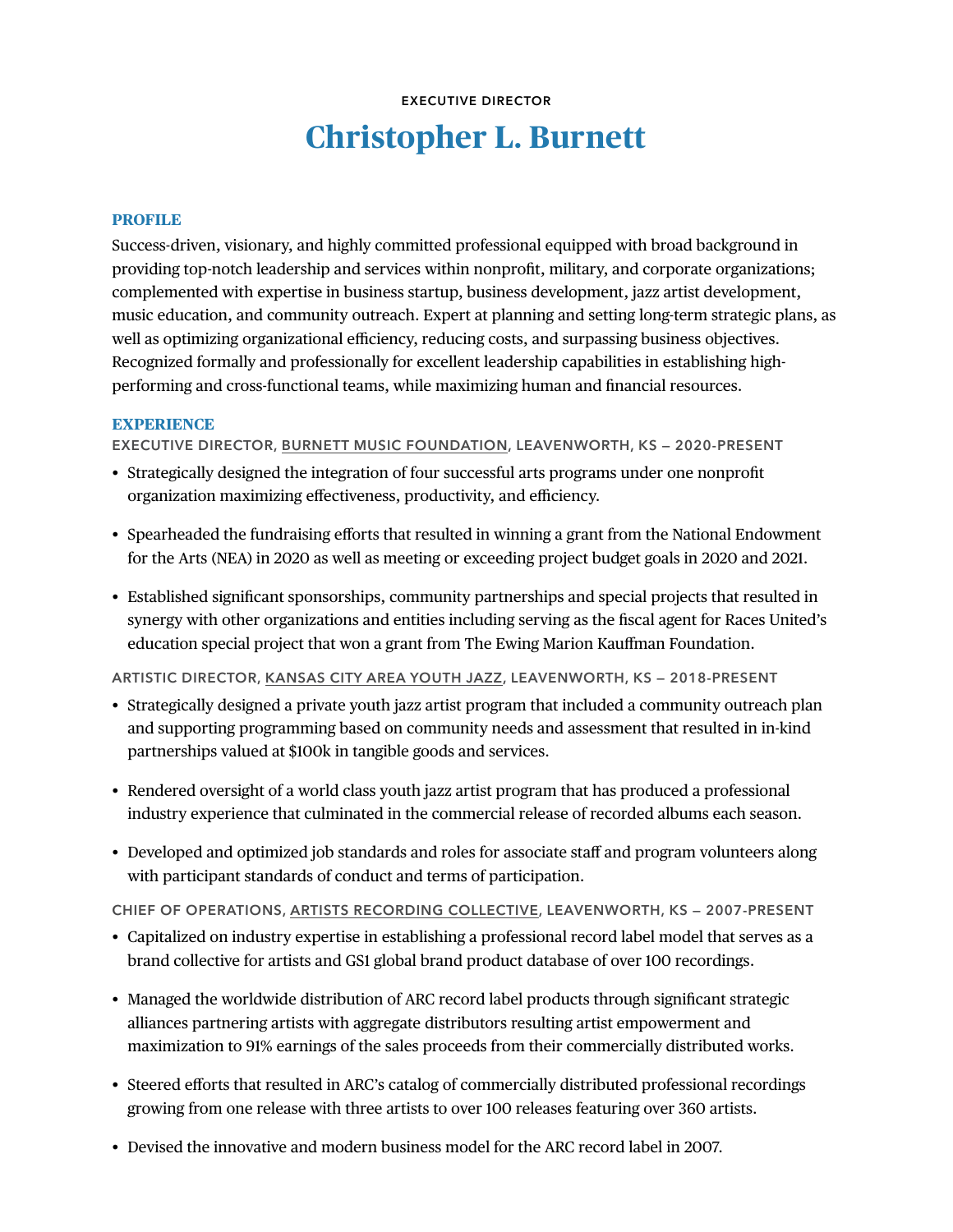EXECUTIVE DIRECTOR

# Christopher L. Burnett

## PROFILE

Success-driven, visionary, and highly committed professional equipped with broad background in providing top-notch leadership and services within nonprofit, military, and corporate organizations; complemented with expertise in business startup, business development, jazz artist development, music education, and community outreach. Expert at planning and setting long-term strategic plans, as well as optimizing organizational efficiency, reducing costs, and surpassing business objectives. Recognized formally and professionally for excellent leadership capabilities in establishing high-performing and cross-functional teams, while maximizing human and financial resources.

## EXPERIENCE

### EXECUTIVE DIRECTOR, BURNETT MUSIC FOUNDATION, LEAVENWORTH, KS – 2020-PRESENT

- Strategically designed the integration of four successful arts programs under one nonprofit organization maximizing effectiveness, productivity, and efficiency.
- Spearheaded the fundraising efforts that resulted in winning a grant from the National Endowment for the Arts (NEA) in 2020 as well as meeting or exceeding project budget goals in 2020 and 2021.
- Established significant sponsorships, community partnerships and special projects that resulted in synergy with other organizations and entities including serving as the fiscal agent for Races United's education special project that won a grant from The Ewing Marion Kauffman Foundation.

### ARTISTIC DIRECTOR, KANSAS CITY AREA YOUTH JAZZ, LEAVENWORTH, KS – 2018-PRESENT

- Strategically designed a private youth jazz artist program that included a community outreach plan and supporting programming based on community needs and assessment that resulted in in-kind partnerships valued at $100k in tangible goods and services.
- Rendered oversight of a world class youth jazz artist program that has produced a professional industry experience that culminated in the commercial release of recorded albums each season.
- Developed and optimized job standards and roles for associate staff and program volunteers along with participant standards of conduct and terms of participation.

### CHIEF OF OPERATIONS, ARTISTS RECORDING COLLECTIVE, LEAVENWORTH, KS – 2007-PRESENT

- Capitalized on industry expertise in establishing a professional record label model that serves as a brand collective for artists and GS1 global brand product database of over 100 recordings.
- Managed the worldwide distribution of ARC record label products through significant strategic alliances partnering artists with aggregate distributors resulting artist empowerment and maximization to 91% earnings of the sales proceeds from their commercially distributed works.
- Steered efforts that resulted in ARC's catalog of commercially distributed professional recordings growing from one release with three artists to over 100 releases featuring over 360 artists.
- Devised the innovative and modern business model for the ARC record label in 2007.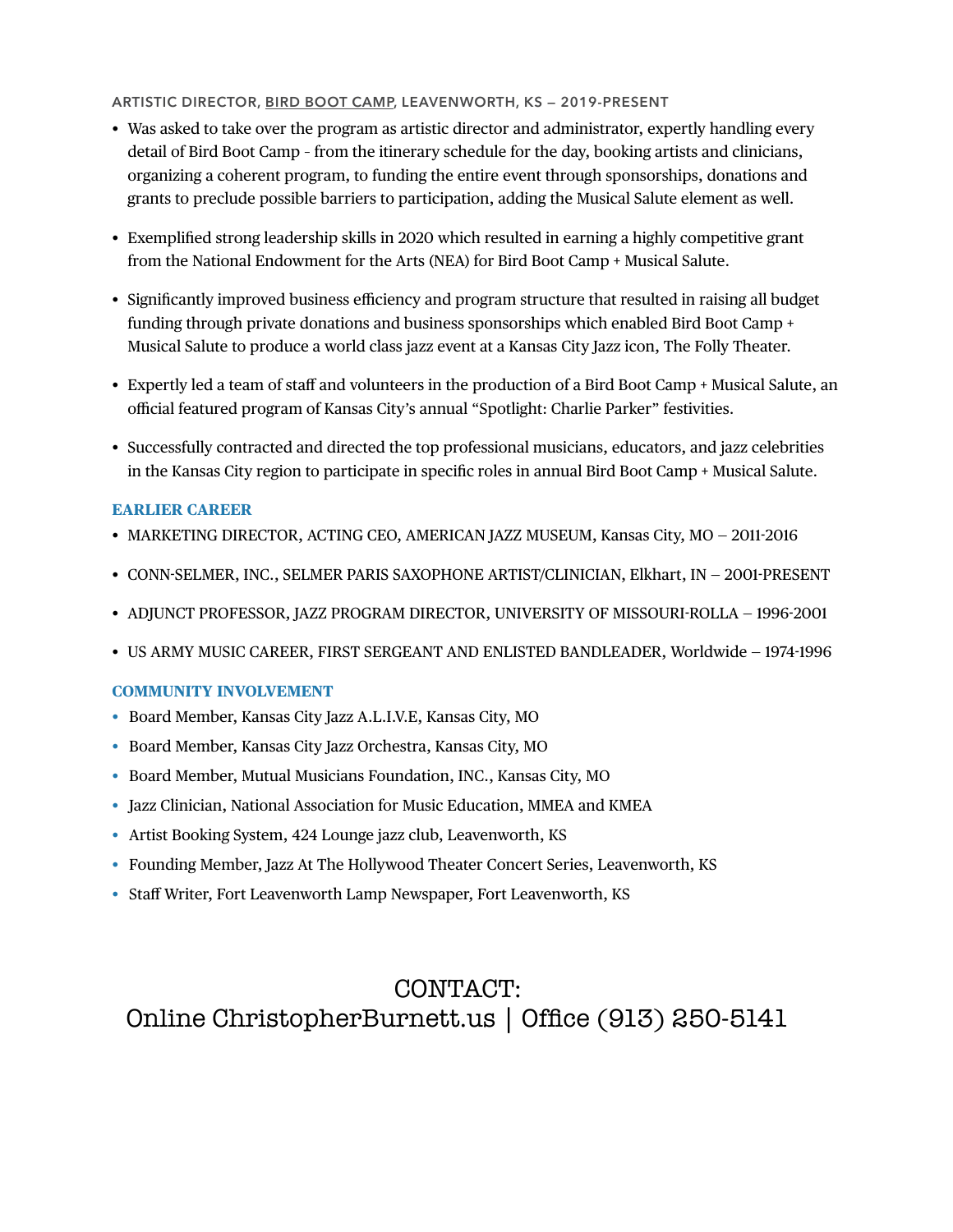### ARTISTIC DIRECTOR, BIRD BOOT CAMP, LEAVENWORTH, KS – 2019-PRESENT

- Was asked to take over the program as artistic director and administrator, expertly handling every detail of Bird Boot Camp - from the itinerary schedule for the day, booking artists and clinicians, organizing a coherent program, to funding the entire event through sponsorships, donations and grants to preclude possible barriers to participation, adding the Musical Salute element as well.

- Exemplified strong leadership skills in 2020 which resulted in earning a highly competitive grant from the National Endowment for the Arts (NEA) for Bird Boot Camp + Musical Salute.

- Significantly improved business efficiency and program structure that resulted in raising all budget funding through private donations and business sponsorships which enabled Bird Boot Camp + Musical Salute to produce a world class jazz event at a Kansas City Jazz icon, The Folly Theater.

- Expertly led a team of staff and volunteers in the production of a Bird Boot Camp + Musical Salute, an official featured program of Kansas City's annual "Spotlight: Charlie Parker" festivities.

- Successfully contracted and directed the top professional musicians, educators, and jazz celebrities in the Kansas City region to participate in specific roles in annual Bird Boot Camp + Musical Salute.

## EARLIER CAREER

- MARKETING DIRECTOR, ACTING CEO, AMERICAN JAZZ MUSEUM, Kansas City, MO – 2011-2016

- CONN-SELMER, INC., SELMER PARIS SAXOPHONE ARTIST/CLINICIAN, Elkhart, IN – 2001-PRESENT

- ADJUNCT PROFESSOR, JAZZ PROGRAM DIRECTOR, UNIVERSITY OF MISSOURI-ROLLA – 1996-2001

- US ARMY MUSIC CAREER, FIRST SERGEANT AND ENLISTED BANDLEADER, Worldwide – 1974-1996

## COMMUNITY INVOLVEMENT

- Board Member, Kansas City Jazz A.L.I.V.E, Kansas City, MO
- Board Member, Kansas City Jazz Orchestra, Kansas City, MO
- Board Member, Mutual Musicians Foundation, INC., Kansas City, MO
- Jazz Clinician, National Association for Music Education, MMEA and KMEA
- Artist Booking System, 424 Lounge jazz club, Leavenworth, KS
- Founding Member, Jazz At The Hollywood Theater Concert Series, Leavenworth, KS
- Staff Writer, Fort Leavenworth Lamp Newspaper, Fort Leavenworth, KS

CONTACT:
Online ChristopherBurnett.us | Office (913) 250-5141